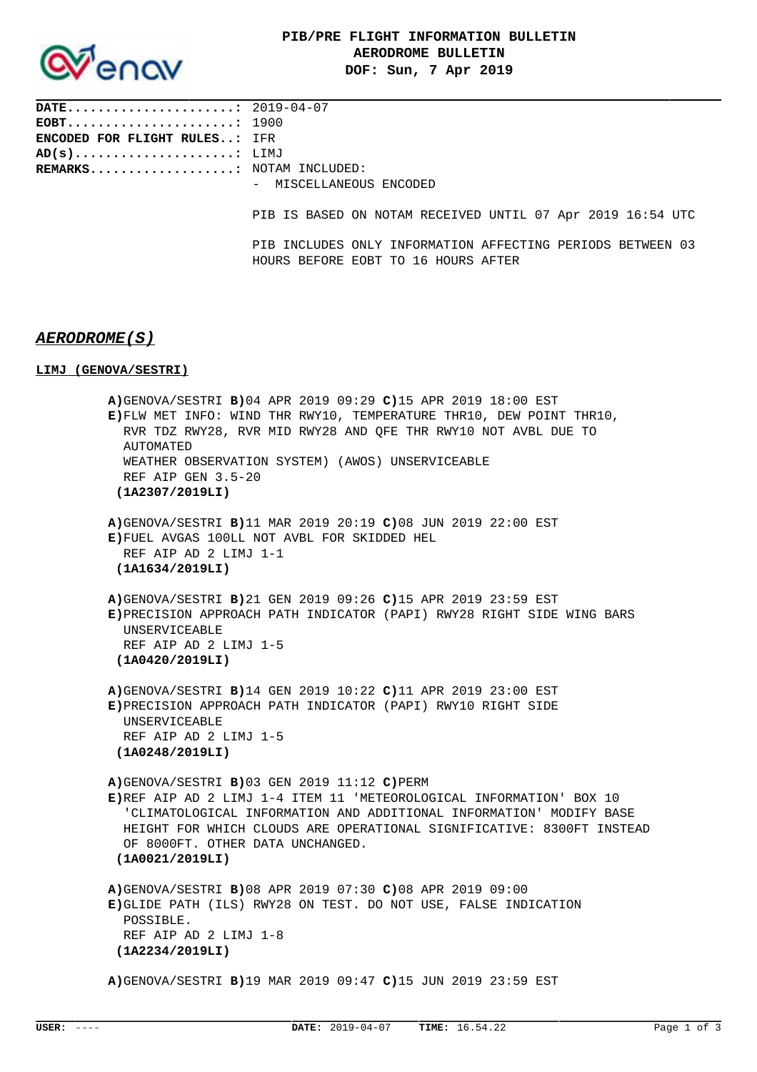# PIB/PRE FLIGHT INFORMATION BULLETIN
## AERODROME BULLETIN
## DOF: Sun, 7 Apr 2019

**DATE......................:** 2019-04-07
**EOBT......................:** 1900
**ENCODED FOR FLIGHT RULES..:** IFR
**AD(s).....................:** LIMJ
**REMARKS...................:** NOTAM INCLUDED:
- MISCELLANEOUS ENCODED

PIB IS BASED ON NOTAM RECEIVED UNTIL 07 Apr 2019 16:54 UTC

PIB INCLUDES ONLY INFORMATION AFFECTING PERIODS BETWEEN 03 HOURS BEFORE EOBT TO 16 HOURS AFTER

## *AERODROME(S)*

### LIMJ (GENOVA/SESTRI)

**A)**GENOVA/SESTRI **B)**04 APR 2019 09:29 **C)**15 APR 2019 18:00 EST
**E)**FLW MET INFO: WIND THR RWY10, TEMPERATURE THR10, DEW POINT THR10, RVR TDZ RWY28, RVR MID RWY28 AND QFE THR RWY10 NOT AVBL DUE TO AUTOMATED
WEATHER OBSERVATION SYSTEM) (AWOS) UNSERVICEABLE
REF AIP GEN 3.5-20
**(1A2307/2019LI)**

**A)**GENOVA/SESTRI **B)**11 MAR 2019 20:19 **C)**08 JUN 2019 22:00 EST
**E)**FUEL AVGAS 100LL NOT AVBL FOR SKIDDED HEL
REF AIP AD 2 LIMJ 1-1
**(1A1634/2019LI)**

**A)**GENOVA/SESTRI **B)**21 GEN 2019 09:26 **C)**15 APR 2019 23:59 EST
**E)**PRECISION APPROACH PATH INDICATOR (PAPI) RWY28 RIGHT SIDE WING BARS UNSERVICEABLE
REF AIP AD 2 LIMJ 1-5
**(1A0420/2019LI)**

**A)**GENOVA/SESTRI **B)**14 GEN 2019 10:22 **C)**11 APR 2019 23:00 EST
**E)**PRECISION APPROACH PATH INDICATOR (PAPI) RWY10 RIGHT SIDE UNSERVICEABLE
REF AIP AD 2 LIMJ 1-5
**(1A0248/2019LI)**

**A)**GENOVA/SESTRI **B)**03 GEN 2019 11:12 **C)**PERM
**E)**REF AIP AD 2 LIMJ 1-4 ITEM 11 'METEOROLOGICAL INFORMATION' BOX 10 'CLIMATOLOGICAL INFORMATION AND ADDITIONAL INFORMATION' MODIFY BASE HEIGHT FOR WHICH CLOUDS ARE OPERATIONAL SIGNIFICATIVE: 8300FT INSTEAD OF 8000FT. OTHER DATA UNCHANGED.
**(1A0021/2019LI)**

**A)**GENOVA/SESTRI **B)**08 APR 2019 07:30 **C)**08 APR 2019 09:00
**E)**GLIDE PATH (ILS) RWY28 ON TEST. DO NOT USE, FALSE INDICATION POSSIBLE.
REF AIP AD 2 LIMJ 1-8
**(1A2234/2019LI)**

**A)**GENOVA/SESTRI **B)**19 MAR 2019 09:47 **C)**15 JUN 2019 23:59 EST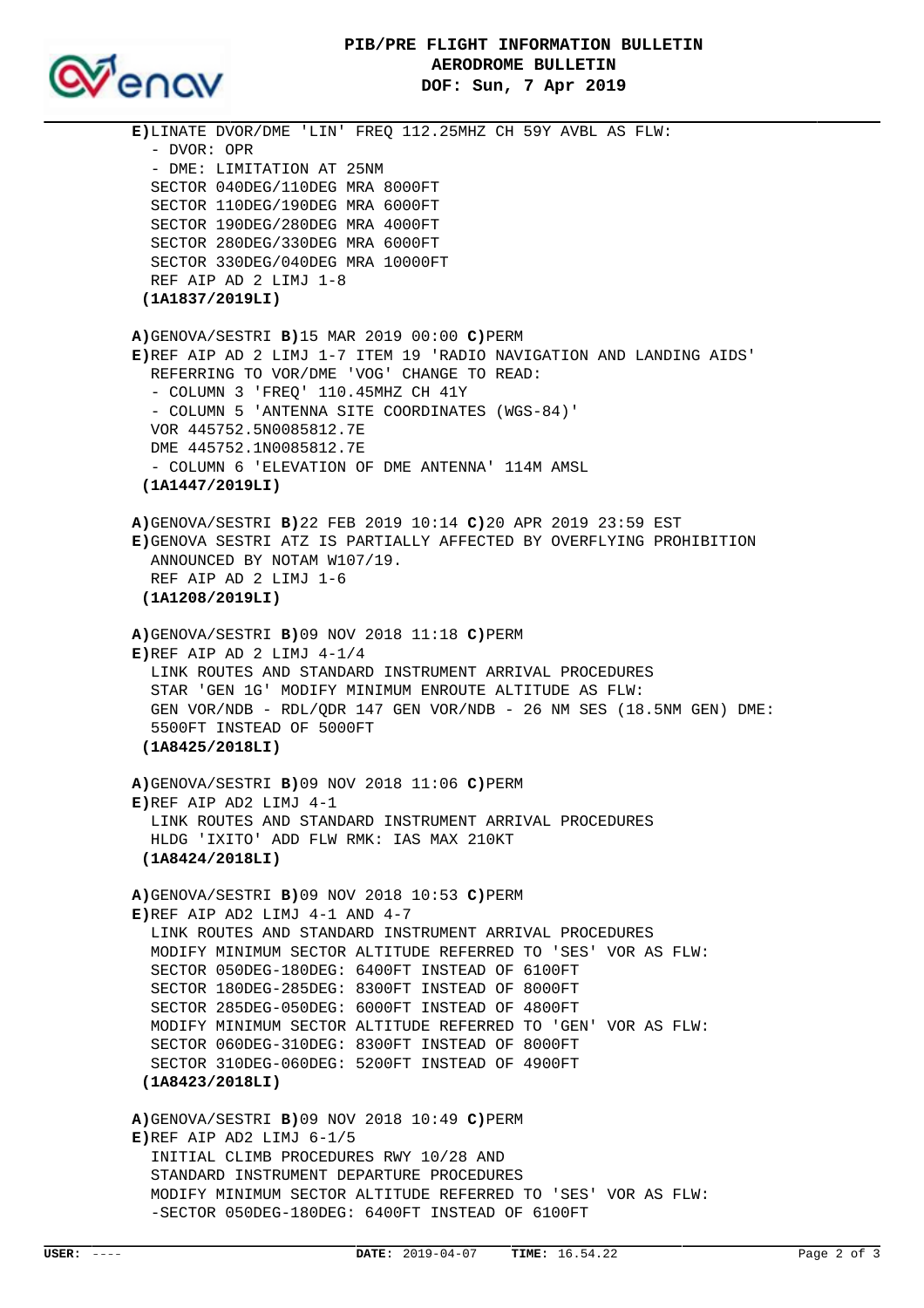**E)**LINATE DVOR/DME 'LIN' FREQ 112.25MHZ CH 59Y AVBL AS FLW:
- DVOR: OPR
- DME: LIMITATION AT 25NM

SECTOR 040DEG/110DEG MRA 8000FT
SECTOR 110DEG/190DEG MRA 6000FT
SECTOR 190DEG/280DEG MRA 4000FT
SECTOR 280DEG/330DEG MRA 6000FT
SECTOR 330DEG/040DEG MRA 10000FT
REF AIP AD 2 LIMJ 1-8
**(1A1837/2019LI)**

**A)**GENOVA/SESTRI **B)**15 MAR 2019 00:00 **C)**PERM
**E)**REF AIP AD 2 LIMJ 1-7 ITEM 19 'RADIO NAVIGATION AND LANDING AIDS'
REFERRING TO VOR/DME 'VOG' CHANGE TO READ:
- COLUMN 3 'FREQ' 110.45MHZ CH 41Y
- COLUMN 5 'ANTENNA SITE COORDINATES (WGS-84)'

VOR 445752.5N0085812.7E
DME 445752.1N0085812.7E
- COLUMN 6 'ELEVATION OF DME ANTENNA' 114M AMSL

**(1A1447/2019LI)**

**A)**GENOVA/SESTRI **B)**22 FEB 2019 10:14 **C)**20 APR 2019 23:59 EST
**E)**GENOVA SESTRI ATZ IS PARTIALLY AFFECTED BY OVERFLYING PROHIBITION
ANNOUNCED BY NOTAM W107/19.
REF AIP AD 2 LIMJ 1-6
**(1A1208/2019LI)**

**A)**GENOVA/SESTRI **B)**09 NOV 2018 11:18 **C)**PERM
**E)**REF AIP AD 2 LIMJ 4-1/4
LINK ROUTES AND STANDARD INSTRUMENT ARRIVAL PROCEDURES
STAR 'GEN 1G' MODIFY MINIMUM ENROUTE ALTITUDE AS FLW:
GEN VOR/NDB - RDL/QDR 147 GEN VOR/NDB - 26 NM SES (18.5NM GEN) DME:
5500FT INSTEAD OF 5000FT
**(1A8425/2018LI)**

**A)**GENOVA/SESTRI **B)**09 NOV 2018 11:06 **C)**PERM
**E)**REF AIP AD2 LIMJ 4-1
LINK ROUTES AND STANDARD INSTRUMENT ARRIVAL PROCEDURES
HLDG 'IXITO' ADD FLW RMK: IAS MAX 210KT
**(1A8424/2018LI)**

**A)**GENOVA/SESTRI **B)**09 NOV 2018 10:53 **C)**PERM
**E)**REF AIP AD2 LIMJ 4-1 AND 4-7
LINK ROUTES AND STANDARD INSTRUMENT ARRIVAL PROCEDURES
MODIFY MINIMUM SECTOR ALTITUDE REFERRED TO 'SES' VOR AS FLW:
SECTOR 050DEG-180DEG: 6400FT INSTEAD OF 6100FT
SECTOR 180DEG-285DEG: 8300FT INSTEAD OF 8000FT
SECTOR 285DEG-050DEG: 6000FT INSTEAD OF 4800FT
MODIFY MINIMUM SECTOR ALTITUDE REFERRED TO 'GEN' VOR AS FLW:
SECTOR 060DEG-310DEG: 8300FT INSTEAD OF 8000FT
SECTOR 310DEG-060DEG: 5200FT INSTEAD OF 4900FT
**(1A8423/2018LI)**

**A)**GENOVA/SESTRI **B)**09 NOV 2018 10:49 **C)**PERM
**E)**REF AIP AD2 LIMJ 6-1/5
INITIAL CLIMB PROCEDURES RWY 10/28 AND
STANDARD INSTRUMENT DEPARTURE PROCEDURES
MODIFY MINIMUM SECTOR ALTITUDE REFERRED TO 'SES' VOR AS FLW:
-SECTOR 050DEG-180DEG: 6400FT INSTEAD OF 6100FT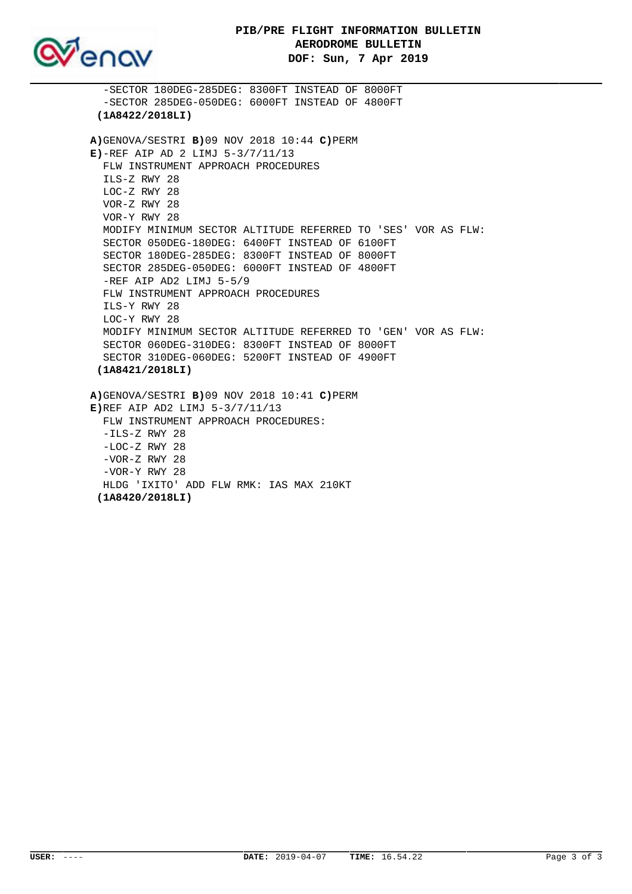# PIB/PRE FLIGHT INFORMATION BULLETIN
## AERODROME BULLETIN
**DOF: Sun, 7 Apr 2019**

-SECTOR 180DEG-285DEG: 8300FT INSTEAD OF 8000FT
-SECTOR 285DEG-050DEG: 6000FT INSTEAD OF 4800FT
**(1A8422/2018LI)**

**A)**GENOVA/SESTRI **B)**09 NOV 2018 10:44 **C)**PERM
**E)**-REF AIP AD 2 LIMJ 5-3/7/11/13
FLW INSTRUMENT APPROACH PROCEDURES
ILS-Z RWY 28
LOC-Z RWY 28
VOR-Z RWY 28
VOR-Y RWY 28
MODIFY MINIMUM SECTOR ALTITUDE REFERRED TO 'SES' VOR AS FLW:
SECTOR 050DEG-180DEG: 6400FT INSTEAD OF 6100FT
SECTOR 180DEG-285DEG: 8300FT INSTEAD OF 8000FT
SECTOR 285DEG-050DEG: 6000FT INSTEAD OF 4800FT
-REF AIP AD2 LIMJ 5-5/9
FLW INSTRUMENT APPROACH PROCEDURES
ILS-Y RWY 28
LOC-Y RWY 28
MODIFY MINIMUM SECTOR ALTITUDE REFERRED TO 'GEN' VOR AS FLW:
SECTOR 060DEG-310DEG: 8300FT INSTEAD OF 8000FT
SECTOR 310DEG-060DEG: 5200FT INSTEAD OF 4900FT
**(1A8421/2018LI)**

**A)**GENOVA/SESTRI **B)**09 NOV 2018 10:41 **C)**PERM
**E)**REF AIP AD2 LIMJ 5-3/7/11/13
FLW INSTRUMENT APPROACH PROCEDURES:
-ILS-Z RWY 28
-LOC-Z RWY 28
-VOR-Z RWY 28
-VOR-Y RWY 28
HLDG 'IXITO' ADD FLW RMK: IAS MAX 210KT
**(1A8420/2018LI)**